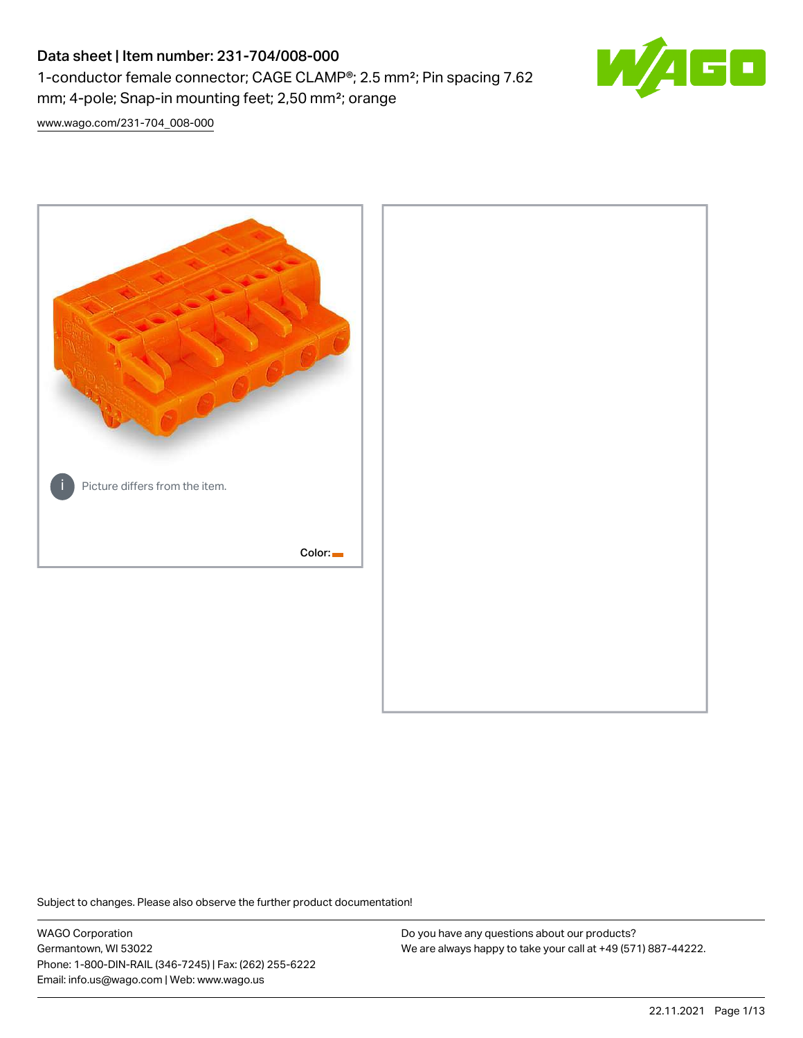# Data sheet | Item number: 231-704/008-000

1-conductor female connector; CAGE CLAMP®; 2.5 mm²; Pin spacing 7.62 mm; 4-pole; Snap-in mounting feet; 2,50 mm²; orange

www.wago.com/231-704_008-000

Picture differs from the item.

Color:

Subject to changes. Please also observe the further product documentation!

WAGO Corporation
Germantown, WI 53022
Phone: 1-800-DIN-RAIL (346-7245) | Fax: (262) 255-6222
Email: info.us@wago.com | Web: www.wago.us

Do you have any questions about our products?
We are always happy to take your call at +49 (571) 887-44222.

22.11.2021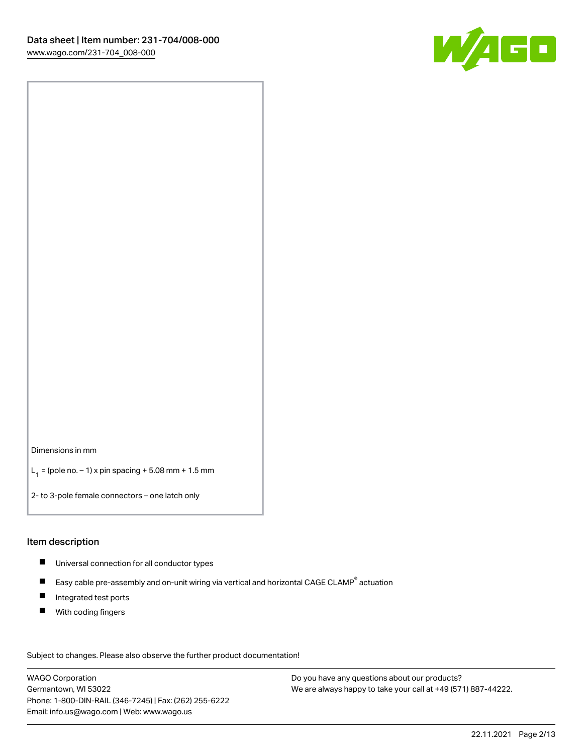Dimensions in mm

$L_1$ = (pole no. – 1) x pin spacing + 5.08 mm + 1.5 mm

2- to 3-pole female connectors – one latch only

## Item description

- Universal connection for all conductor types
- Easy cable pre-assembly and on-unit wiring via vertical and horizontal CAGE CLAMP® actuation
- Integrated test ports
- With coding fingers

Subject to changes. Please also observe the further product documentation!

WAGO Corporation
Germantown, WI 53022
Phone: 1-800-DIN-RAIL (346-7245) | Fax: (262) 255-6222
Email: info.us@wago.com | Web: www.wago.us

Do you have any questions about our products?
We are always happy to take your call at +49 (571) 887-44222.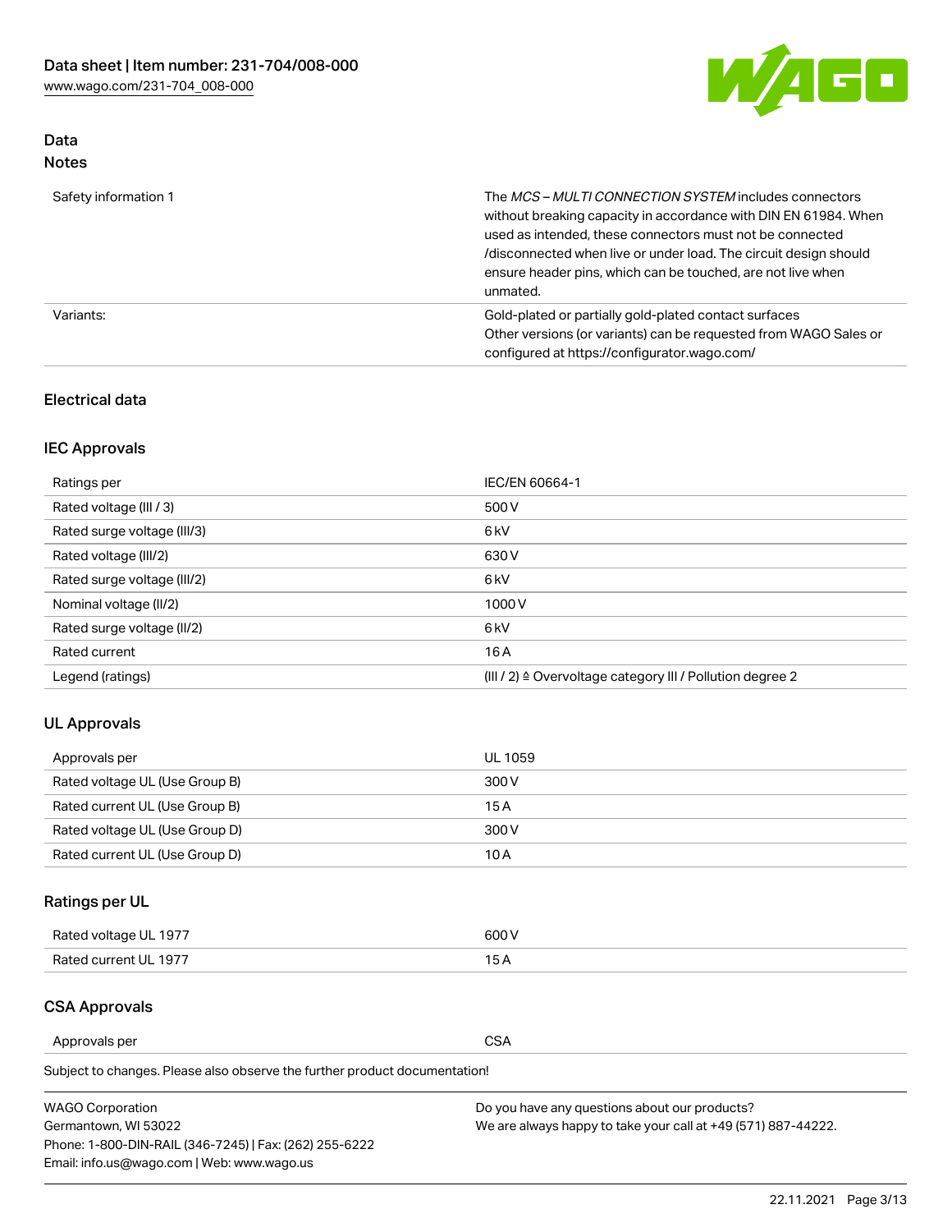## Data
### Notes

| | |
|---|---|
| Safety information 1 | The *MCS – MULTI CONNECTION SYSTEM* includes connectors without breaking capacity in accordance with DIN EN 61984. When used as intended, these connectors must not be connected /disconnected when live or under load. The circuit design should ensure header pins, which can be touched, are not live when unmated. |
| Variants: | Gold-plated or partially gold-plated contact surfaces<br>Other versions (or variants) can be requested from WAGO Sales or configured at https://configurator.wago.com/ |

### Electrical data

#### IEC Approvals

| | |
|---|---|
| Ratings per | IEC/EN 60664-1 |
| Rated voltage (III / 3) | 500 V |
| Rated surge voltage (III/3) | 6 kV |
| Rated voltage (III/2) | 630 V |
| Rated surge voltage (III/2) | 6 kV |
| Nominal voltage (II/2) | 1000 V |
| Rated surge voltage (II/2) | 6 kV |
| Rated current | 16 A |
| Legend (ratings) | (III / 2) ≙ Overvoltage category III / Pollution degree 2 |

#### UL Approvals

| | |
|---|---|
| Approvals per | UL 1059 |
| Rated voltage UL (Use Group B) | 300 V |
| Rated current UL (Use Group B) | 15 A |
| Rated voltage UL (Use Group D) | 300 V |
| Rated current UL (Use Group D) | 10 A |

#### Ratings per UL

| | |
|---|---|
| Rated voltage UL 1977 | 600 V |
| Rated current UL 1977 | 15 A |

#### CSA Approvals

| | |
|---|---|
| Approvals per | CSA |

Subject to changes. Please also observe the further product documentation!

WAGO Corporation
Germantown, WI 53022
Phone: 1-800-DIN-RAIL (346-7245) | Fax: (262) 255-6222
Email: info.us@wago.com | Web: www.wago.us

Do you have any questions about our products?
We are always happy to take your call at +49 (571) 887-44222.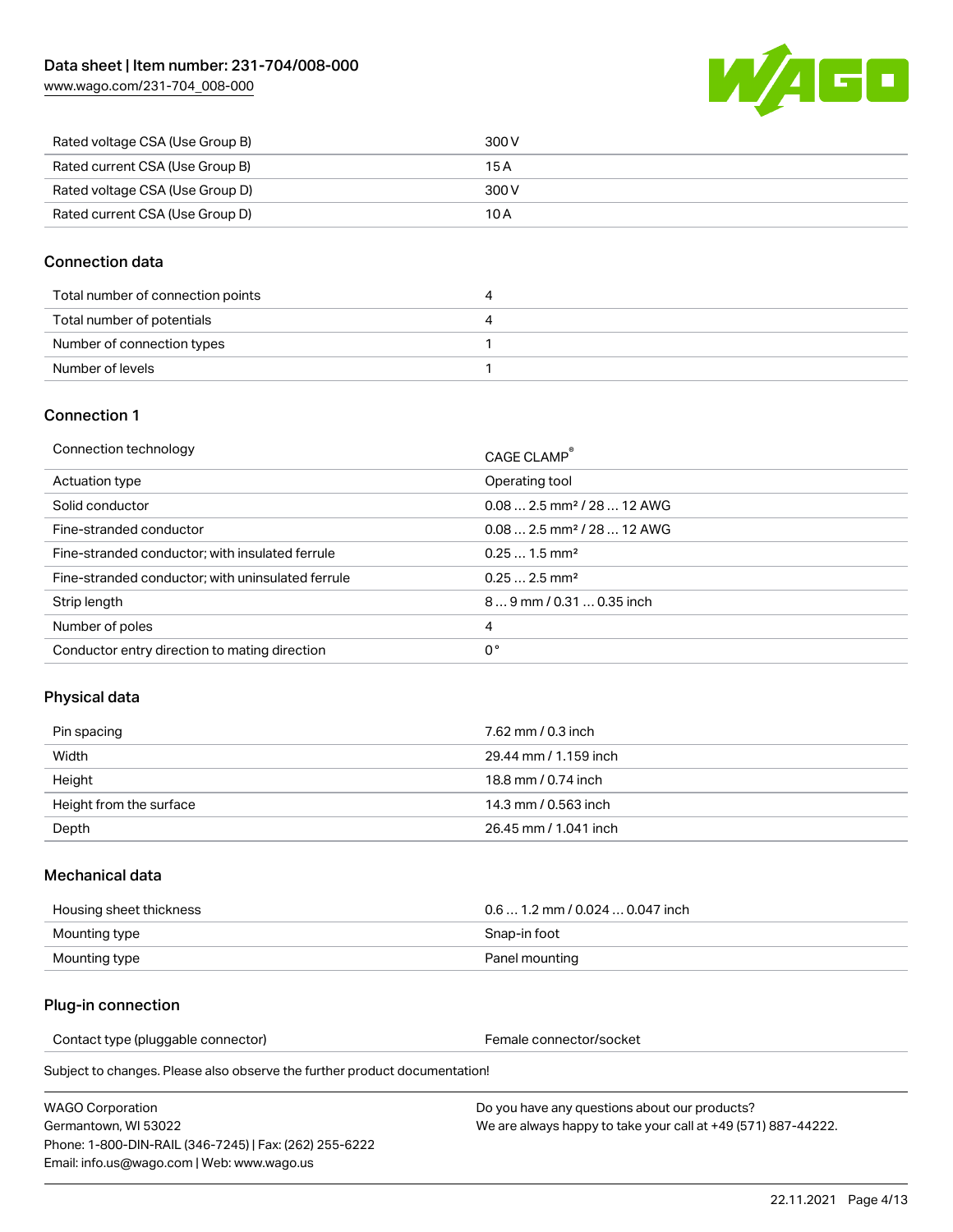| | |
|---|---|
| Rated voltage CSA (Use Group B) | 300 V |
| Rated current CSA (Use Group B) | 15 A |
| Rated voltage CSA (Use Group D) | 300 V |
| Rated current CSA (Use Group D) | 10 A |

## Connection data

| | |
|---|---|
| Total number of connection points | 4 |
| Total number of potentials | 4 |
| Number of connection types | 1 |
| Number of levels | 1 |

## Connection 1

| | |
|---|---|
| Connection technology | CAGE CLAMP® |
| Actuation type | Operating tool |
| Solid conductor | 0.08 … 2.5 mm² / 28 … 12 AWG |
| Fine-stranded conductor | 0.08 … 2.5 mm² / 28 … 12 AWG |
| Fine-stranded conductor; with insulated ferrule | 0.25 … 1.5 mm² |
| Fine-stranded conductor; with uninsulated ferrule | 0.25 … 2.5 mm² |
| Strip length | 8 … 9 mm / 0.31 … 0.35 inch |
| Number of poles | 4 |
| Conductor entry direction to mating direction | 0 ° |

## Physical data

| | |
|---|---|
| Pin spacing | 7.62 mm / 0.3 inch |
| Width | 29.44 mm / 1.159 inch |
| Height | 18.8 mm / 0.74 inch |
| Height from the surface | 14.3 mm / 0.563 inch |
| Depth | 26.45 mm / 1.041 inch |

## Mechanical data

| | |
|---|---|
| Housing sheet thickness | 0.6 … 1.2 mm / 0.024 … 0.047 inch |
| Mounting type | Snap-in foot |
| Mounting type | Panel mounting |

## Plug-in connection

| | |
|---|---|
| Contact type (pluggable connector) | Female connector/socket |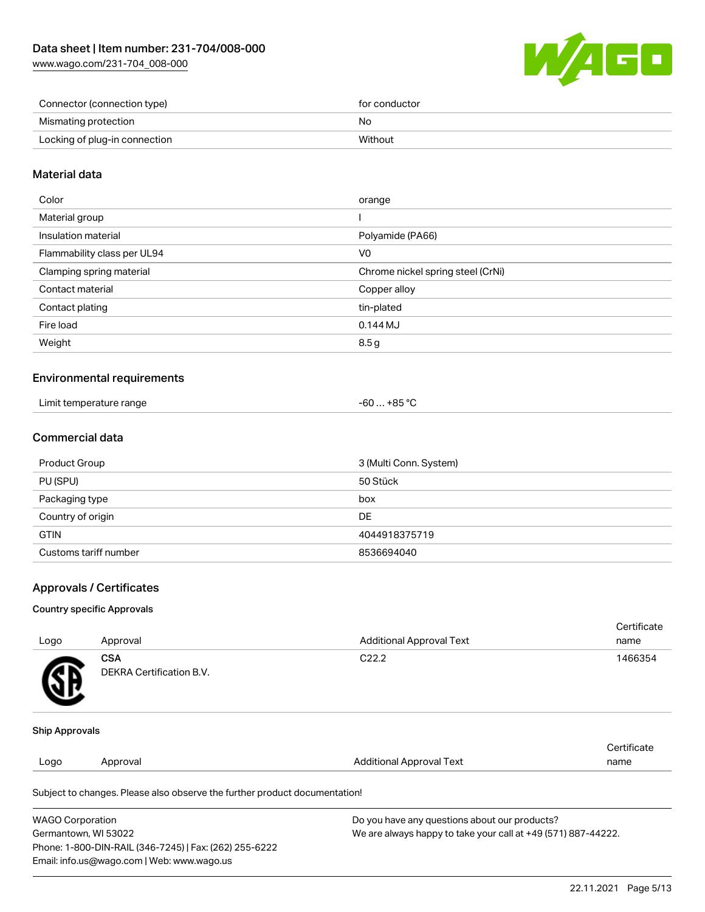| | |
|---|---|
| Connector (connection type) | for conductor |
| Mismating protection | No |
| Locking of plug-in connection | Without |

## Material data

| | |
|---|---|
| Color | orange |
| Material group | I |
| Insulation material | Polyamide (PA66) |
| Flammability class per UL94 | V0 |
| Clamping spring material | Chrome nickel spring steel (CrNi) |
| Contact material | Copper alloy |
| Contact plating | tin-plated |
| Fire load | 0.144 MJ |
| Weight | 8.5 g |

## Environmental requirements

| | |
|---|---|
| Limit temperature range | -60 … +85 °C |

## Commercial data

| | |
|---|---|
| Product Group | 3 (Multi Conn. System) |
| PU (SPU) | 50 Stück |
| Packaging type | box |
| Country of origin | DE |
| GTIN | 4044918375719 |
| Customs tariff number | 8536694040 |

## Approvals / Certificates

### Country specific Approvals

| Logo | Approval | Additional Approval Text | Certificate name |
|---|---|---|---|
| | **CSA** DEKRA Certification B.V. | C22.2 | 1466354 |

### Ship Approvals

| Logo | Approval | Additional Approval Text | Certificate name |
|---|---|---|---|

Subject to changes. Please also observe the further product documentation!

WAGO Corporation
Germantown, WI 53022
Phone: 1-800-DIN-RAIL (346-7245) | Fax: (262) 255-6222
Email: info.us@wago.com | Web: www.wago.us

Do you have any questions about our products?
We are always happy to take your call at +49 (571) 887-44222.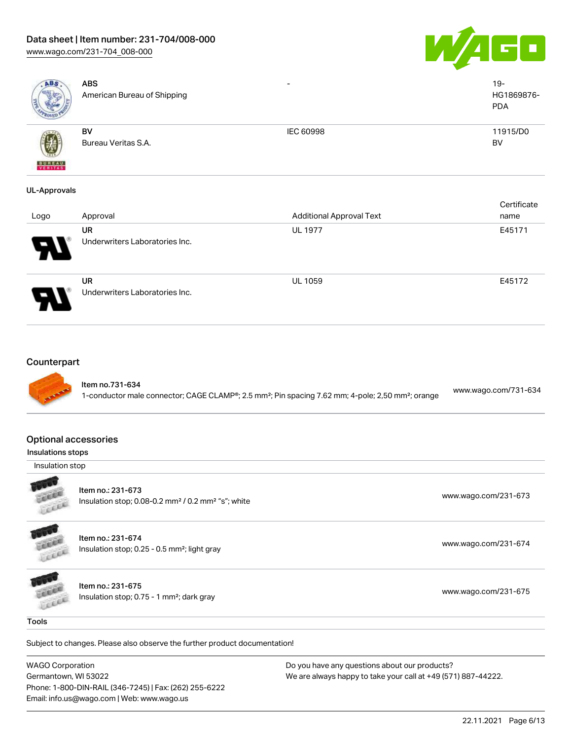| | | | |
|---|---|---|---|
| | **ABS**<br>American Bureau of Shipping | - | 19-HG1869876-PDA |
| | **BV**<br>Bureau Veritas S.A. | IEC 60998 | 11915/D0 BV |

### UL-Approvals

| Logo | Approval | Additional Approval Text | Certificate name |
|---|---|---|---|
| | **UR**<br>Underwriters Laboratories Inc. | UL 1977 | E45171 |
| | **UR**<br>Underwriters Laboratories Inc. | UL 1059 | E45172 |

## Counterpart

| | | |
|---|---|---|
| | **Item no.731-634**<br>1-conductor male connector; CAGE CLAMP®; 2.5 mm²; Pin spacing 7.62 mm; 4-pole; 2,50 mm²; orange | www.wago.com/731-634 |

## Optional accessories

### Insulations stops

Insulation stop

| | | |
|---|---|---|
| | **Item no.: 231-673**<br>Insulation stop; 0.08-0.2 mm² / 0.2 mm² "s"; white | www.wago.com/231-673 |
| | **Item no.: 231-674**<br>Insulation stop; 0.25 - 0.5 mm²; light gray | www.wago.com/231-674 |
| | **Item no.: 231-675**<br>Insulation stop; 0.75 - 1 mm²; dark gray | www.wago.com/231-675 |

### Tools

Subject to changes. Please also observe the further product documentation!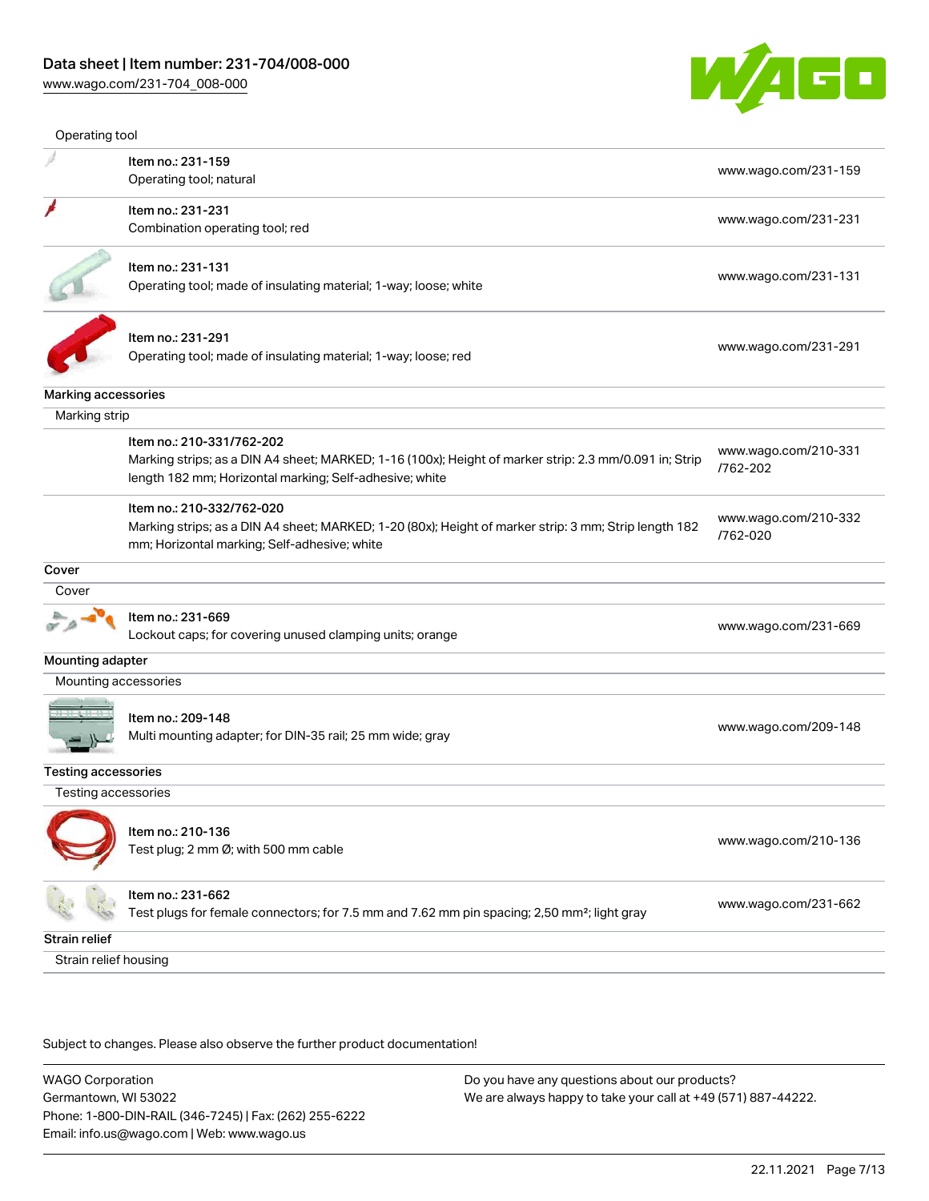Operating tool

| | | |
|---|---|---|
| | Item no.: 231-159<br>Operating tool; natural | www.wago.com/231-159 |
| | Item no.: 231-231<br>Combination operating tool; red | www.wago.com/231-231 |
| | Item no.: 231-131<br>Operating tool; made of insulating material; 1-way; loose; white | www.wago.com/231-131 |
| | Item no.: 231-291<br>Operating tool; made of insulating material; 1-way; loose; red | www.wago.com/231-291 |

## Marking accessories

Marking strip

| | | |
|---|---|---|
| | Item no.: 210-331/762-202<br>Marking strips; as a DIN A4 sheet; MARKED; 1-16 (100x); Height of marker strip: 2.3 mm/0.091 in; Strip length 182 mm; Horizontal marking; Self-adhesive; white | www.wago.com/210-331/762-202 |
| | Item no.: 210-332/762-020<br>Marking strips; as a DIN A4 sheet; MARKED; 1-20 (80x); Height of marker strip: 3 mm; Strip length 182 mm; Horizontal marking; Self-adhesive; white | www.wago.com/210-332/762-020 |

## Cover

Cover

| | | |
|---|---|---|
| | Item no.: 231-669<br>Lockout caps; for covering unused clamping units; orange | www.wago.com/231-669 |

## Mounting adapter

Mounting accessories

| | | |
|---|---|---|
| | Item no.: 209-148<br>Multi mounting adapter; for DIN-35 rail; 25 mm wide; gray | www.wago.com/209-148 |

## Testing accessories

Testing accessories

| | | |
|---|---|---|
| | Item no.: 210-136<br>Test plug; 2 mm Ø; with 500 mm cable | www.wago.com/210-136 |
| | Item no.: 231-662<br>Test plugs for female connectors; for 7.5 mm and 7.62 mm pin spacing; 2,50 mm²; light gray | www.wago.com/231-662 |

## Strain relief

Strain relief housing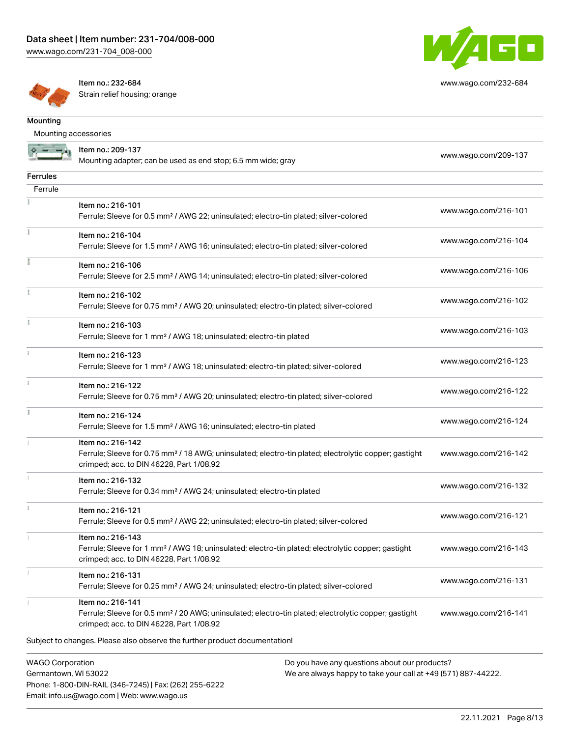| | | |
|---|---|---|
| | Item no.: 232-684<br>Strain relief housing; orange | www.wago.com/232-684 |

**Mounting**

Mounting accessories

| | | |
|---|---|---|
| | Item no.: 209-137<br>Mounting adapter; can be used as end stop; 6.5 mm wide; gray | www.wago.com/209-137 |

**Ferrules**

Ferrule

| | | |
|---|---|---|
| | Item no.: 216-101<br>Ferrule; Sleeve for 0.5 mm² / AWG 22; uninsulated; electro-tin plated; silver-colored | www.wago.com/216-101 |
| | Item no.: 216-104<br>Ferrule; Sleeve for 1.5 mm² / AWG 16; uninsulated; electro-tin plated; silver-colored | www.wago.com/216-104 |
| | Item no.: 216-106<br>Ferrule; Sleeve for 2.5 mm² / AWG 14; uninsulated; electro-tin plated; silver-colored | www.wago.com/216-106 |
| | Item no.: 216-102<br>Ferrule; Sleeve for 0.75 mm² / AWG 20; uninsulated; electro-tin plated; silver-colored | www.wago.com/216-102 |
| | Item no.: 216-103<br>Ferrule; Sleeve for 1 mm² / AWG 18; uninsulated; electro-tin plated | www.wago.com/216-103 |
| | Item no.: 216-123<br>Ferrule; Sleeve for 1 mm² / AWG 18; uninsulated; electro-tin plated; silver-colored | www.wago.com/216-123 |
| | Item no.: 216-122<br>Ferrule; Sleeve for 0.75 mm² / AWG 20; uninsulated; electro-tin plated; silver-colored | www.wago.com/216-122 |
| | Item no.: 216-124<br>Ferrule; Sleeve for 1.5 mm² / AWG 16; uninsulated; electro-tin plated | www.wago.com/216-124 |
| | Item no.: 216-142<br>Ferrule; Sleeve for 0.75 mm² / 18 AWG; uninsulated; electro-tin plated; electrolytic copper; gastight crimped; acc. to DIN 46228, Part 1/08.92 | www.wago.com/216-142 |
| | Item no.: 216-132<br>Ferrule; Sleeve for 0.34 mm² / AWG 24; uninsulated; electro-tin plated | www.wago.com/216-132 |
| | Item no.: 216-121<br>Ferrule; Sleeve for 0.5 mm² / AWG 22; uninsulated; electro-tin plated; silver-colored | www.wago.com/216-121 |
| | Item no.: 216-143<br>Ferrule; Sleeve for 1 mm² / AWG 18; uninsulated; electro-tin plated; electrolytic copper; gastight crimped; acc. to DIN 46228, Part 1/08.92 | www.wago.com/216-143 |
| | Item no.: 216-131<br>Ferrule; Sleeve for 0.25 mm² / AWG 24; uninsulated; electro-tin plated; silver-colored | www.wago.com/216-131 |
| | Item no.: 216-141<br>Ferrule; Sleeve for 0.5 mm² / 20 AWG; uninsulated; electro-tin plated; electrolytic copper; gastight crimped; acc. to DIN 46228, Part 1/08.92 | www.wago.com/216-141 |

Subject to changes. Please also observe the further product documentation!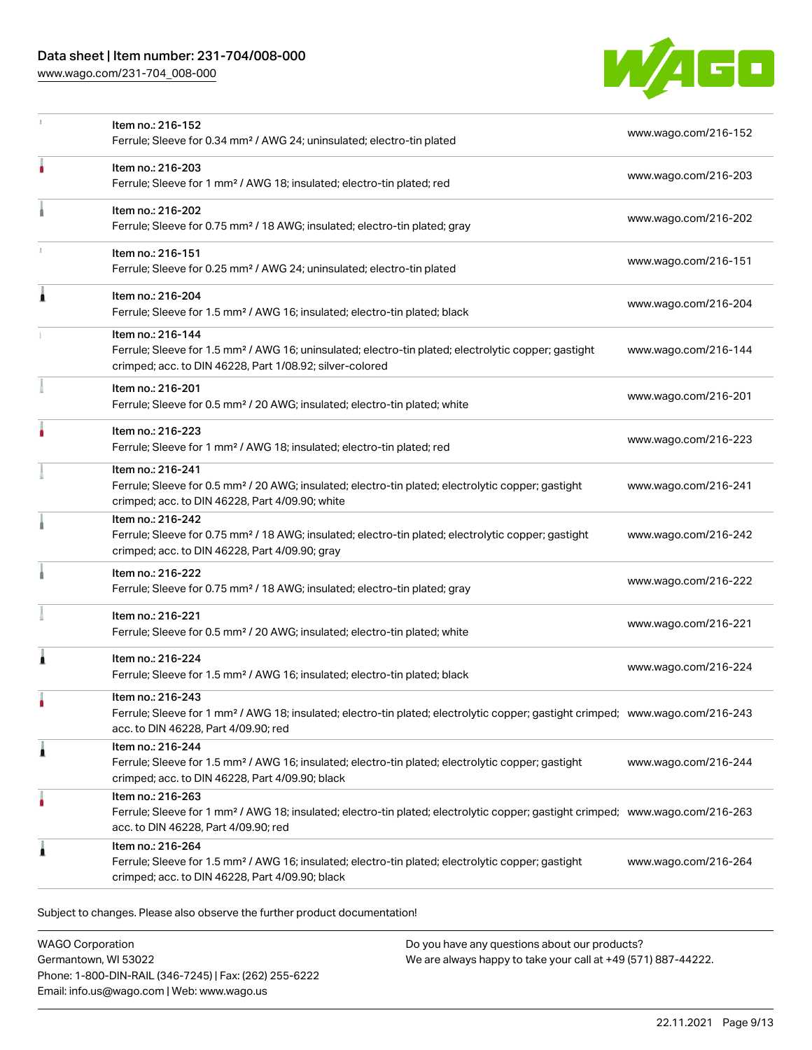| | | |
|---|---|---|
| | Item no.: 216-152<br>Ferrule; Sleeve for 0.34 mm² / AWG 24; uninsulated; electro-tin plated | www.wago.com/216-152 |
| | Item no.: 216-203<br>Ferrule; Sleeve for 1 mm² / AWG 18; insulated; electro-tin plated; red | www.wago.com/216-203 |
| | Item no.: 216-202<br>Ferrule; Sleeve for 0.75 mm² / 18 AWG; insulated; electro-tin plated; gray | www.wago.com/216-202 |
| | Item no.: 216-151<br>Ferrule; Sleeve for 0.25 mm² / AWG 24; uninsulated; electro-tin plated | www.wago.com/216-151 |
| | Item no.: 216-204<br>Ferrule; Sleeve for 1.5 mm² / AWG 16; insulated; electro-tin plated; black | www.wago.com/216-204 |
| | Item no.: 216-144<br>Ferrule; Sleeve for 1.5 mm² / AWG 16; uninsulated; electro-tin plated; electrolytic copper; gastight crimped; acc. to DIN 46228, Part 1/08.92; silver-colored | www.wago.com/216-144 |
| | Item no.: 216-201<br>Ferrule; Sleeve for 0.5 mm² / 20 AWG; insulated; electro-tin plated; white | www.wago.com/216-201 |
| | Item no.: 216-223<br>Ferrule; Sleeve for 1 mm² / AWG 18; insulated; electro-tin plated; red | www.wago.com/216-223 |
| | Item no.: 216-241<br>Ferrule; Sleeve for 0.5 mm² / 20 AWG; insulated; electro-tin plated; electrolytic copper; gastight crimped; acc. to DIN 46228, Part 4/09.90; white | www.wago.com/216-241 |
| | Item no.: 216-242<br>Ferrule; Sleeve for 0.75 mm² / 18 AWG; insulated; electro-tin plated; electrolytic copper; gastight crimped; acc. to DIN 46228, Part 4/09.90; gray | www.wago.com/216-242 |
| | Item no.: 216-222<br>Ferrule; Sleeve for 0.75 mm² / 18 AWG; insulated; electro-tin plated; gray | www.wago.com/216-222 |
| | Item no.: 216-221<br>Ferrule; Sleeve for 0.5 mm² / 20 AWG; insulated; electro-tin plated; white | www.wago.com/216-221 |
| | Item no.: 216-224<br>Ferrule; Sleeve for 1.5 mm² / AWG 16; insulated; electro-tin plated; black | www.wago.com/216-224 |
| | Item no.: 216-243<br>Ferrule; Sleeve for 1 mm² / AWG 18; insulated; electro-tin plated; electrolytic copper; gastight crimped; acc. to DIN 46228, Part 4/09.90; red | www.wago.com/216-243 |
| | Item no.: 216-244<br>Ferrule; Sleeve for 1.5 mm² / AWG 16; insulated; electro-tin plated; electrolytic copper; gastight crimped; acc. to DIN 46228, Part 4/09.90; black | www.wago.com/216-244 |
| | Item no.: 216-263<br>Ferrule; Sleeve for 1 mm² / AWG 18; insulated; electro-tin plated; electrolytic copper; gastight crimped; acc. to DIN 46228, Part 4/09.90; red | www.wago.com/216-263 |
| | Item no.: 216-264<br>Ferrule; Sleeve for 1.5 mm² / AWG 16; insulated; electro-tin plated; electrolytic copper; gastight crimped; acc. to DIN 46228, Part 4/09.90; black | www.wago.com/216-264 |

Subject to changes. Please also observe the further product documentation!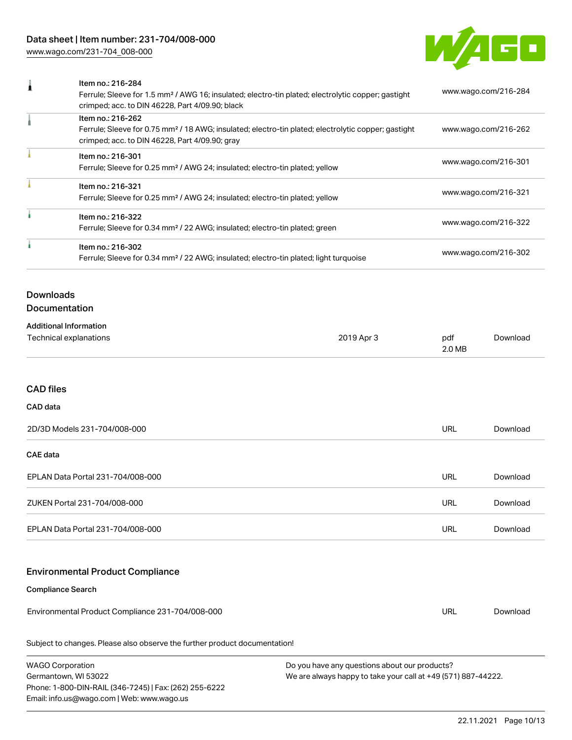| Item | Link |
| --- | --- |
| Item no.: 216-284<br>Ferrule; Sleeve for 1.5 mm² / AWG 16; insulated; electro-tin plated; electrolytic copper; gastight crimped; acc. to DIN 46228, Part 4/09.90; black | www.wago.com/216-284 |
| Item no.: 216-262<br>Ferrule; Sleeve for 0.75 mm² / 18 AWG; insulated; electro-tin plated; electrolytic copper; gastight crimped; acc. to DIN 46228, Part 4/09.90; gray | www.wago.com/216-262 |
| Item no.: 216-301<br>Ferrule; Sleeve for 0.25 mm² / AWG 24; insulated; electro-tin plated; yellow | www.wago.com/216-301 |
| Item no.: 216-321<br>Ferrule; Sleeve for 0.25 mm² / AWG 24; insulated; electro-tin plated; yellow | www.wago.com/216-321 |
| Item no.: 216-322<br>Ferrule; Sleeve for 0.34 mm² / 22 AWG; insulated; electro-tin plated; green | www.wago.com/216-322 |
| Item no.: 216-302<br>Ferrule; Sleeve for 0.34 mm² / 22 AWG; insulated; electro-tin plated; light turquoise | www.wago.com/216-302 |

## Downloads
### Documentation

**Additional Information**

| | | | |
| --- | --- | --- | --- |
| Technical explanations | 2019 Apr 3 | pdf<br>2.0 MB | Download |

## CAD files

**CAD data**

| | | |
| --- | --- | --- |
| 2D/3D Models 231-704/008-000 | URL | Download |

**CAE data**

| | | |
| --- | --- | --- |
| EPLAN Data Portal 231-704/008-000 | URL | Download |
| ZUKEN Portal 231-704/008-000 | URL | Download |
| EPLAN Data Portal 231-704/008-000 | URL | Download |

## Environmental Product Compliance

**Compliance Search**

| | | |
| --- | --- | --- |
| Environmental Product Compliance 231-704/008-000 | URL | Download |

Subject to changes. Please also observe the further product documentation!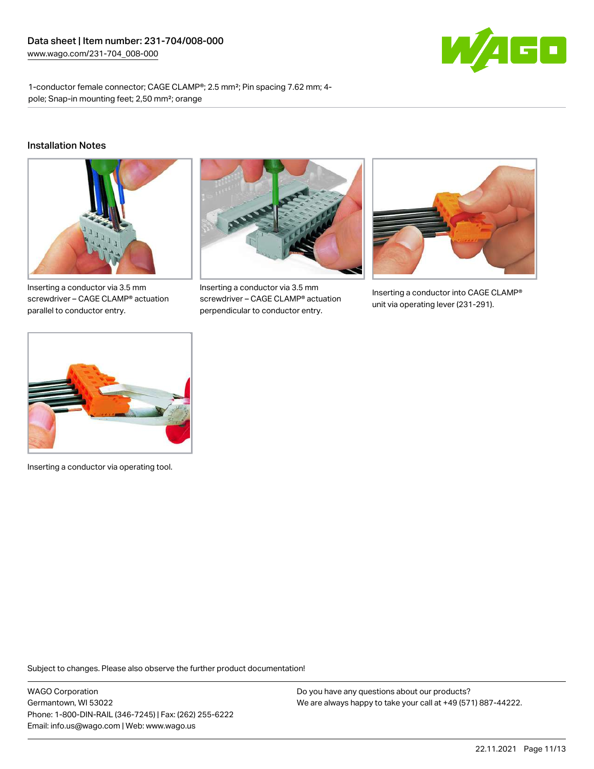1-conductor female connector; CAGE CLAMP®; 2.5 mm²; Pin spacing 7.62 mm; 4-pole; Snap-in mounting feet; 2,50 mm²; orange

## Installation Notes

Inserting a conductor via 3.5 mm screwdriver – CAGE CLAMP® actuation parallel to conductor entry.

Inserting a conductor via 3.5 mm screwdriver – CAGE CLAMP® actuation perpendicular to conductor entry.

Inserting a conductor into CAGE CLAMP® unit via operating lever (231-291).

Inserting a conductor via operating tool.

Subject to changes. Please also observe the further product documentation!

WAGO Corporation
Germantown, WI 53022
Phone: 1-800-DIN-RAIL (346-7245) | Fax: (262) 255-6222
Email: info.us@wago.com | Web: www.wago.us

Do you have any questions about our products?
We are always happy to take your call at +49 (571) 887-44222.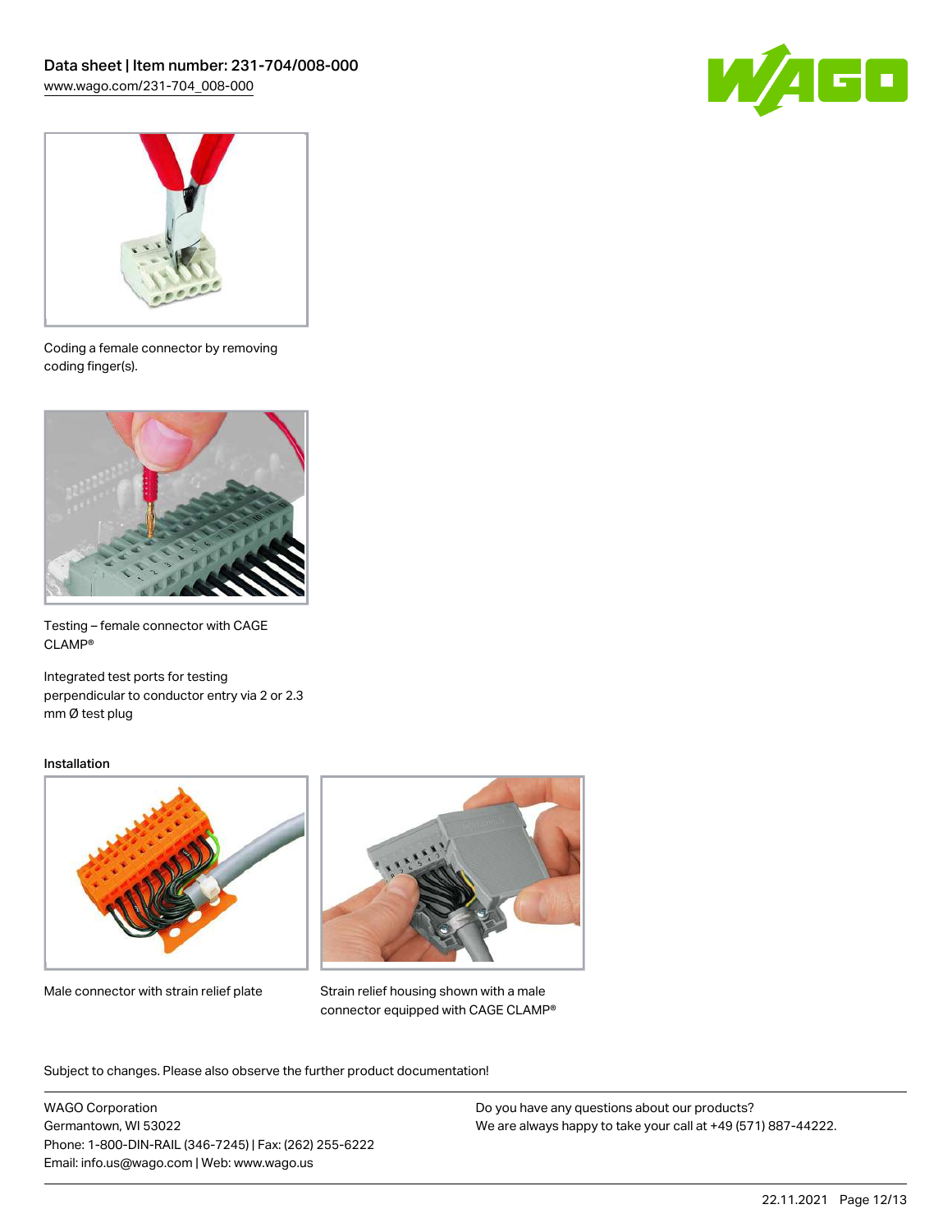Coding a female connector by removing coding finger(s).

Testing – female connector with CAGE CLAMP®

Integrated test ports for testing perpendicular to conductor entry via 2 or 2.3 mm Ø test plug

Installation

Male connector with strain relief plate

Strain relief housing shown with a male connector equipped with CAGE CLAMP®

Subject to changes. Please also observe the further product documentation!

WAGO Corporation
Germantown, WI 53022
Phone: 1-800-DIN-RAIL (346-7245) | Fax: (262) 255-6222
Email: info.us@wago.com | Web: www.wago.us

Do you have any questions about our products?
We are always happy to take your call at +49 (571) 887-44222.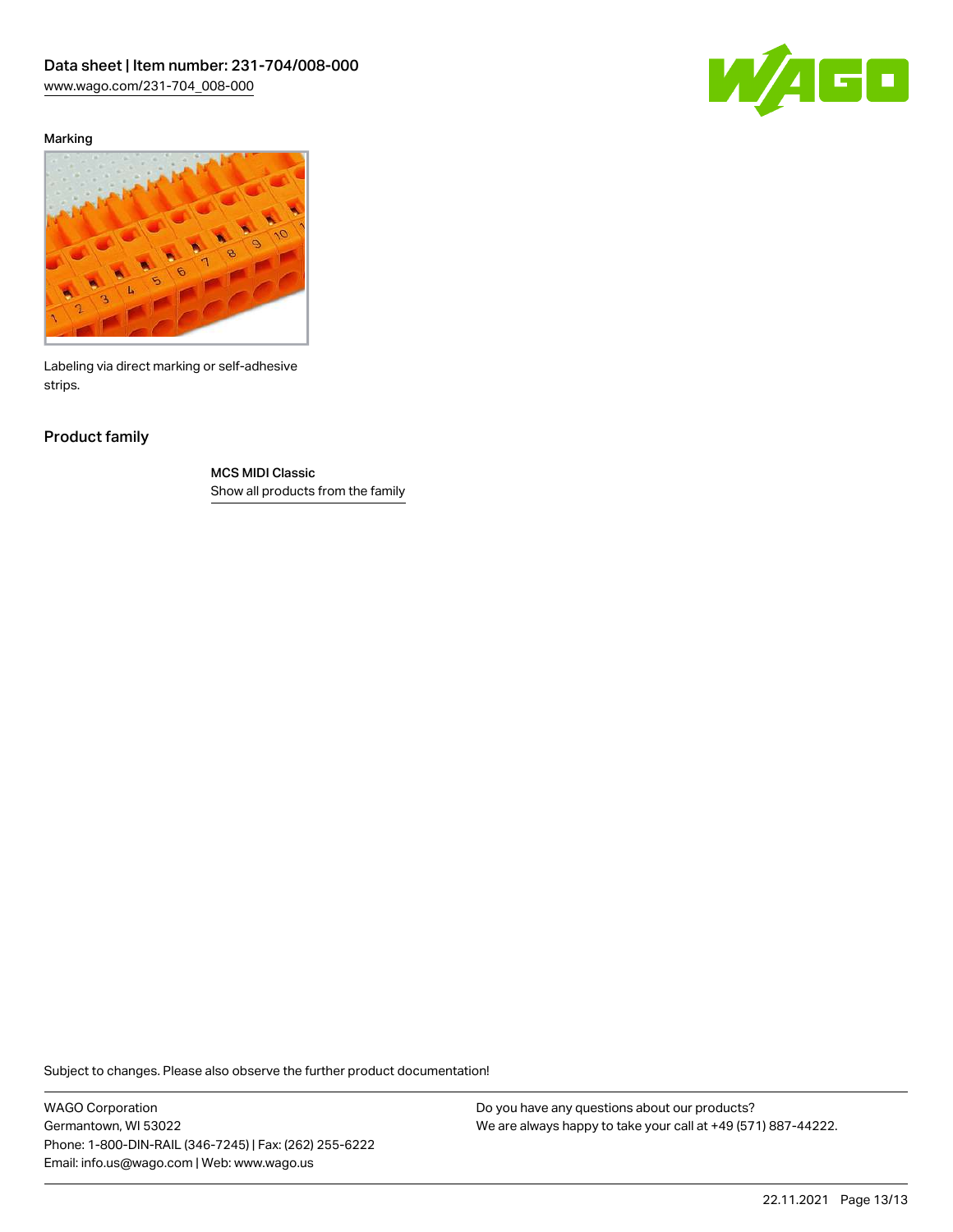Marking

Labeling via direct marking or self-adhesive strips.

## Product family

MCS MIDI Classic
Show all products from the family

Subject to changes. Please also observe the further product documentation!

WAGO Corporation
Germantown, WI 53022
Phone: 1-800-DIN-RAIL (346-7245) | Fax: (262) 255-6222
Email: info.us@wago.com | Web: www.wago.us

Do you have any questions about our products?
We are always happy to take your call at +49 (571) 887-44222.